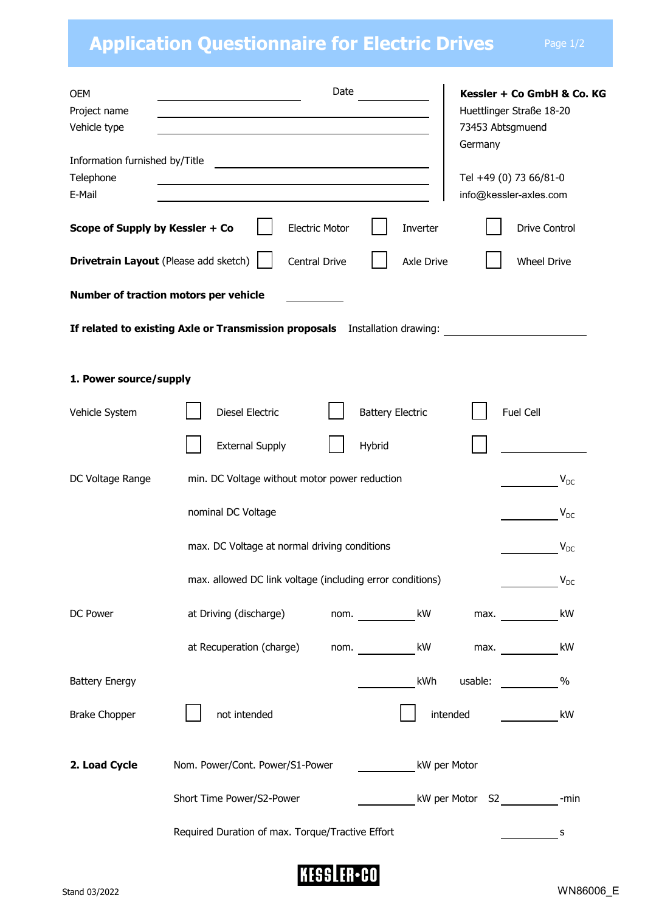# Application Questionnaire for Electric Drives

| | | | |
|---|---|---|---|
| OEM | ______________ | Date | ______________ |
| Project name | ______________ | | |
| Vehicle type | ______________ | | |
| Information furnished by/Title | ______________ | | |
| Telephone | ______________ | | |
| E-Mail | ______________ | | |

**Kessler + Co GmbH & Co. KG**
Huettlinger Straße 18-20
73453 Abtsgmuend
Germany

Tel +49 (0) 73 66/81-0
info@kessler-axles.com

**Scope of Supply by Kessler + Co** ☐ Electric Motor ☐ Inverter ☐ Drive Control

**Drivetrain Layout** (Please add sketch) ☐ Central Drive ☐ Axle Drive ☐ Wheel Drive

**Number of traction motors per vehicle** ______________

**If related to existing Axle or Transmission proposals** Installation drawing: ______________

## 1. Power source/supply

Vehicle System ☐ Diesel Electric ☐ Battery Electric ☐ Fuel Cell
☐ External Supply ☐ Hybrid ☐ ______________

DC Voltage Range

| | |
|---|---|
| min. DC Voltage without motor power reduction | ______ $V_{DC}$ |
| nominal DC Voltage | ______ $V_{DC}$ |
| max. DC Voltage at normal driving conditions | ______ $V_{DC}$ |
| max. allowed DC link voltage (including error conditions) | ______ $V_{DC}$ |

DC Power

| | | |
|---|---|---|
| at Driving (discharge) | nom. ______ kW | max. ______ kW |
| at Recuperation (charge) | nom. ______ kW | max. ______ kW |

Battery Energy ______ kWh usable: ______ %

Brake Chopper ☐ not intended ☐ intended ______ kW

## 2. Load Cycle

| | |
|---|---|
| Nom. Power/Cont. Power/S1-Power | ______ kW per Motor |
| Short Time Power/S2-Power | ______ kW per Motor S2 ______-min |
| Required Duration of max. Torque/Tractive Effort | ______ s |

Stand 03/2022

WN86006_E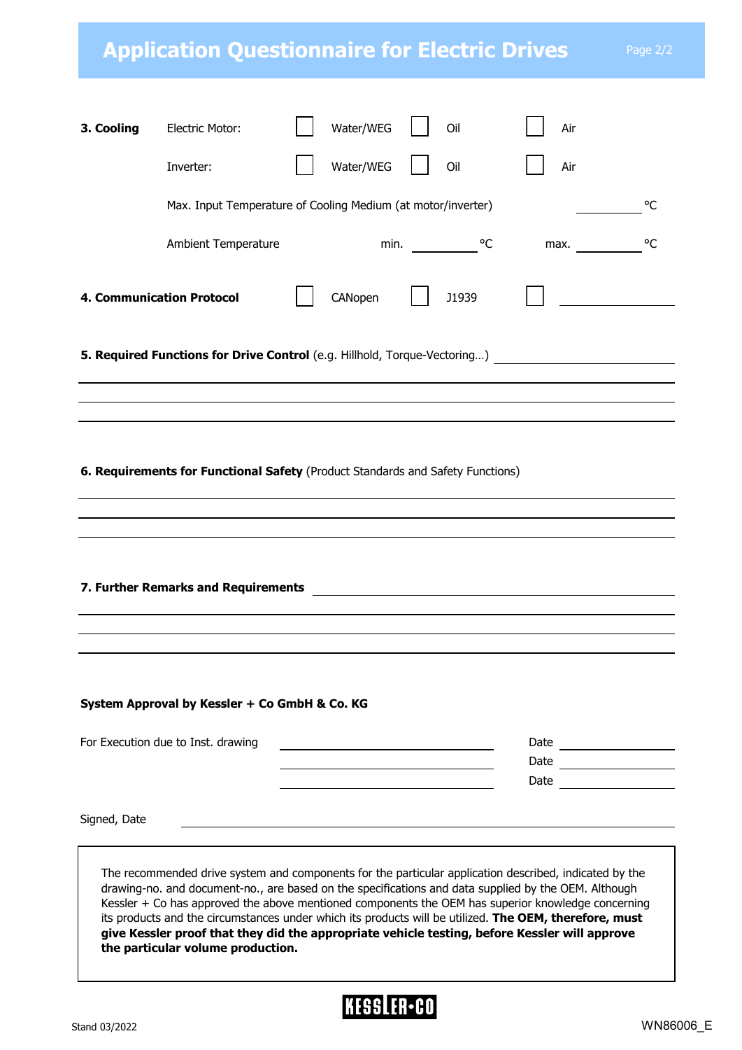# Application Questionnaire for Electric Drives

**3. Cooling**

Electric Motor: ☐ Water/WEG ☐ Oil ☐ Air

Inverter: ☐ Water/WEG ☐ Oil ☐ Air

Max. Input Temperature of Cooling Medium (at motor/inverter) __________ °C

Ambient Temperature min. __________ °C max. __________ °C

**4. Communication Protocol** ☐ CANopen ☐ J1939 ☐ __________

**5. Required Functions for Drive Control** (e.g. Hillhold, Torque-Vectoring…) __________

**6. Requirements for Functional Safety** (Product Standards and Safety Functions)

**7. Further Remarks and Requirements** __________

**System Approval by Kessler + Co GmbH & Co. KG**

For Execution due to Inst. drawing __________ Date __________

__________ Date __________

__________ Date __________

Signed, Date __________

The recommended drive system and components for the particular application described, indicated by the drawing-no. and document-no., are based on the specifications and data supplied by the OEM. Although Kessler + Co has approved the above mentioned components the OEM has superior knowledge concerning its products and the circumstances under which its products will be utilized. **The OEM, therefore, must give Kessler proof that they did the appropriate vehicle testing, before Kessler will approve the particular volume production.**

KESSLER+CO

Stand 03/2022

WN86006_E